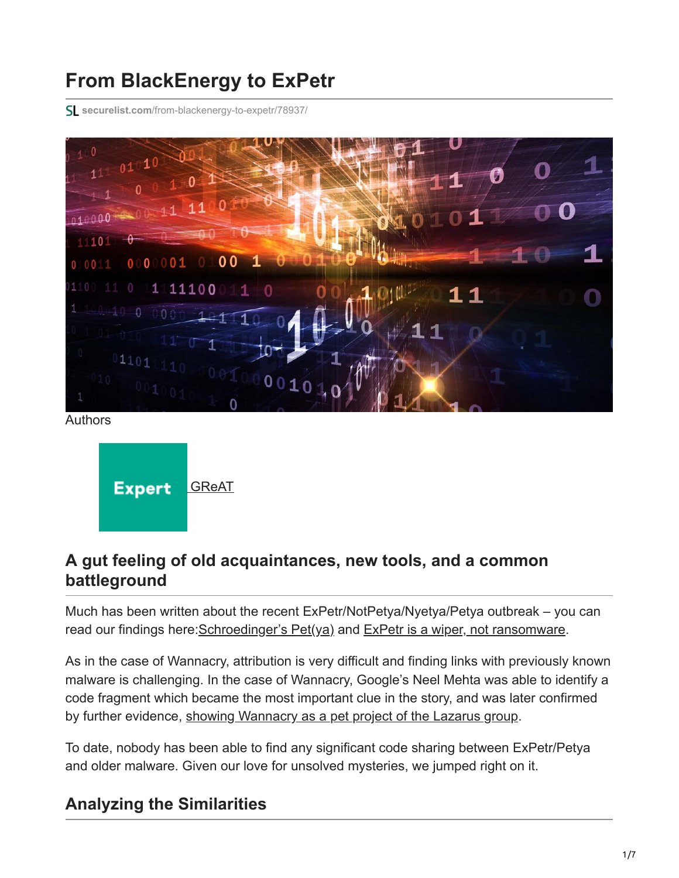# From BlackEnergy to ExPetr

securelist.com/from-blackenergy-to-expetr/78937/

Authors

Expert GReAT

## A gut feeling of old acquaintances, new tools, and a common battleground

Much has been written about the recent ExPetr/NotPetya/Nyetya/Petya outbreak – you can read our findings here:Schroedinger's Pet(ya) and ExPetr is a wiper, not ransomware.

As in the case of Wannacry, attribution is very difficult and finding links with previously known malware is challenging. In the case of Wannacry, Google's Neel Mehta was able to identify a code fragment which became the most important clue in the story, and was later confirmed by further evidence, showing Wannacry as a pet project of the Lazarus group.

To date, nobody has been able to find any significant code sharing between ExPetr/Petya and older malware. Given our love for unsolved mysteries, we jumped right on it.

## Analyzing the Similarities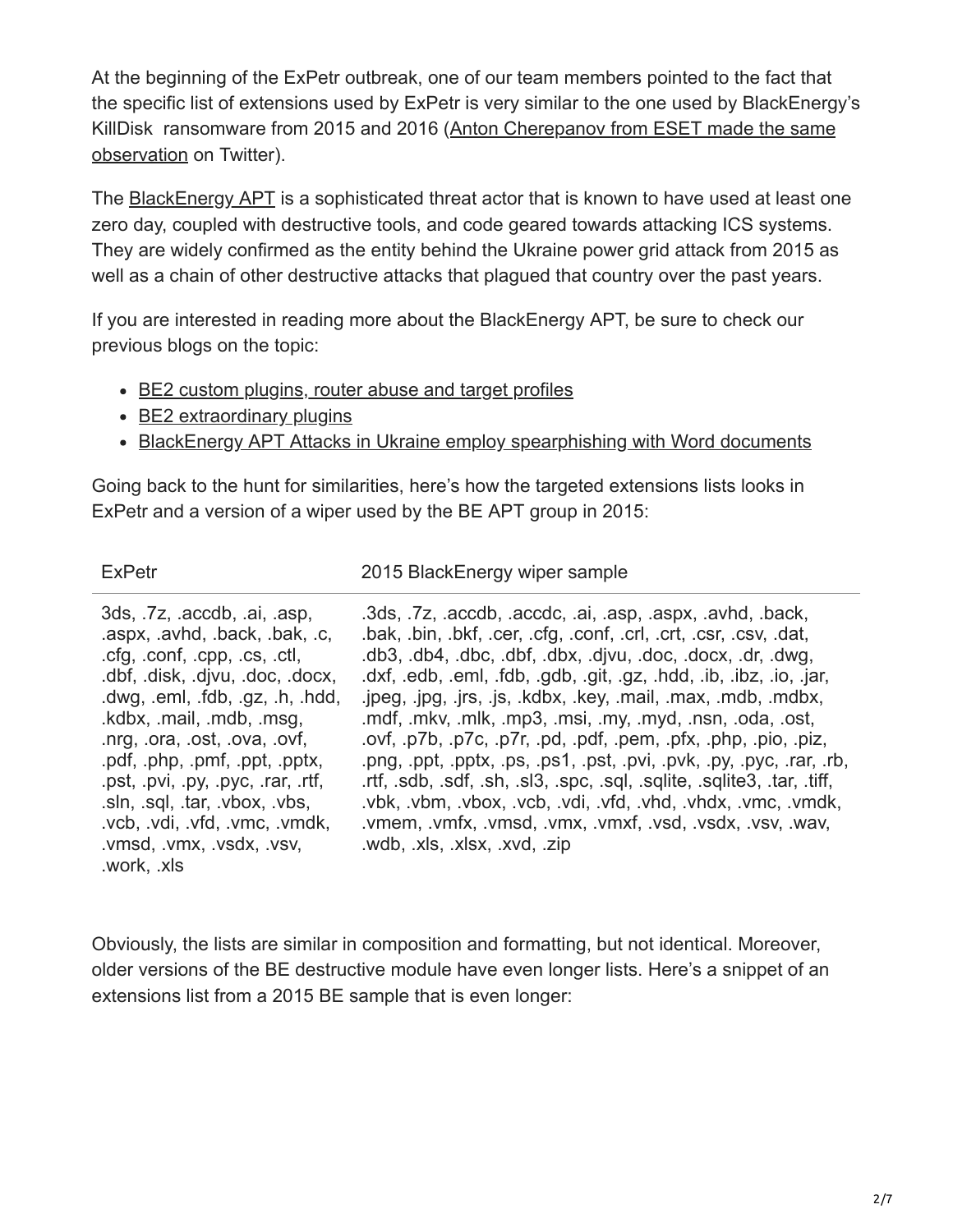At the beginning of the ExPetr outbreak, one of our team members pointed to the fact that the specific list of extensions used by ExPetr is very similar to the one used by BlackEnergy's KillDisk ransomware from 2015 and 2016 (Anton Cherepanov from ESET made the same observation on Twitter).

The BlackEnergy APT is a sophisticated threat actor that is known to have used at least one zero day, coupled with destructive tools, and code geared towards attacking ICS systems. They are widely confirmed as the entity behind the Ukraine power grid attack from 2015 as well as a chain of other destructive attacks that plagued that country over the past years.

If you are interested in reading more about the BlackEnergy APT, be sure to check our previous blogs on the topic:

- BE2 custom plugins, router abuse and target profiles
- BE2 extraordinary plugins
- BlackEnergy APT Attacks in Ukraine employ spearphishing with Word documents

Going back to the hunt for similarities, here's how the targeted extensions lists looks in ExPetr and a version of a wiper used by the BE APT group in 2015:

| ExPetr | 2015 BlackEnergy wiper sample |
|---|---|
| 3ds, .7z, .accdb, .ai, .asp, .aspx, .avhd, .back, .bak, .c, .cfg, .conf, .cpp, .cs, .ctl, .dbf, .disk, .djvu, .doc, .docx, .dwg, .eml, .fdb, .gz, .h, .hdd, .kdbx, .mail, .mdb, .msg, .nrg, .ora, .ost, .ova, .ovf, .pdf, .php, .pmf, .ppt, .pptx, .pst, .pvi, .py, .pyc, .rar, .rtf, .sln, .sql, .tar, .vbox, .vbs, .vcb, .vdi, .vfd, .vmc, .vmdk, .vmsd, .vmx, .vsdx, .vsv, .work, .xls | .3ds, .7z, .accdb, .accdc, .ai, .asp, .aspx, .avhd, .back, .bak, .bin, .bkf, .cer, .cfg, .conf, .crl, .crt, .csr, .csv, .dat, .db3, .db4, .dbc, .dbf, .dbx, .djvu, .doc, .docx, .dr, .dwg, .dxf, .edb, .eml, .fdb, .gdb, .git, .gz, .hdd, .ib, .ibz, .io, .jar, .jpeg, .jpg, .jrs, .js, .kdbx, .key, .mail, .max, .mdb, .mdbx, .mdf, .mkv, .mlk, .mp3, .msi, .my, .myd, .nsn, .oda, .ost, .ovf, .p7b, .p7c, .p7r, .pd, .pdf, .pem, .pfx, .php, .pio, .piz, .png, .ppt, .pptx, .ps, .ps1, .pst, .pvi, .pvk, .py, .pyc, .rar, .rb, .rtf, .sdb, .sdf, .sh, .sl3, .spc, .sql, .sqlite, .sqlite3, .tar, .tiff, .vbk, .vbm, .vbox, .vcb, .vdi, .vfd, .vhd, .vhdx, .vmc, .vmdk, .vmem, .vmfx, .vmsd, .vmx, .vmxf, .vsd, .vsdx, .vsv, .wav, .wdb, .xls, .xlsx, .xvd, .zip |

Obviously, the lists are similar in composition and formatting, but not identical. Moreover, older versions of the BE destructive module have even longer lists. Here's a snippet of an extensions list from a 2015 BE sample that is even longer: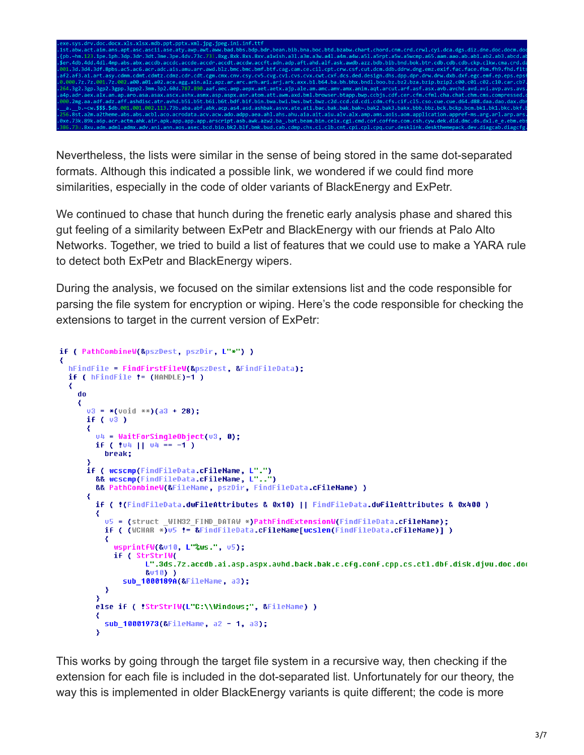```
.exe.sys.drv.doc.docx.xls.xlsx.mdb.ppt.pptx.xml.jpg.jpeg.ini.inf.ttf
.1st.abw.act.aim.ans.apt.asc.ascii.ase.aty.awp.awt.aww.bad.bbs.bdp.bdr.bean.bib.bna.boc.btd.bzabw.chart.chord.cnm.crd.crwl.cyi.dca.dgs.diz.dne.doc.docm.doc
.{pb.~hm.123.1pe.1ph.3dp.3dr.3dt.3me.3pe.4dv.73c.731.8xg.8xk.8xs.8xv.a1wish.a3l.a3m.a3w.a4l.a4m.a4w.a5l.a5rpt.a5w.a5wcmp.a65.aam.aao.ab.ab1.ab2.ab3.abcd.ab
.$er.4db.4dd.4dl.4mp.abs.abx.accdb.accdc.accde.accdr.accdt.accdw.accft.adn.adp.aft.ahd.alf.ask.awdb.azz.bdb.bib.bnd.bok.btr.cdb.cdb.ckp.clkw.cma.crd.da
.001.3d.3d4.3df.8pbs.ac5.ac6.acr.adc.ais.amu.arr.awd.blz.bmc.bmc.bmf.btf.cag.cam.ce.cil.cpt.crw.csf.cut.dcm.ddb.ddrw.dng.emz.exif.fac.face.fbm.fh9.fhd.fits
.af2.af3.ai.art.asy.cdmm.cdmt.cdmz.cdr.cdt.cgm.cmx.cnv.csy.cv5.cvg.cvi.cvs.cvx.cwt.cxf.dcs.ded.design.dhs.dpp.dpr.drw.drw.dxb.dxf.egc.emf.ep.eps.epsf
.0.000.7z.7z.001.7z.002.a00.a01.a02.ace.agg.ain.alz.apz.ar.arc.arh.ari.arj.ark.axx.b1.b64.ba.bh.bhx.bndl.boo.bz.bz2.bza.bzip.bzip2.c00.c01.c02.c10.car.cb7.
.264.3g2.3gp.3gp2.3gpp.3gpp2.3mm.3p2.60d.787.890.aaf.aec.aep.aepx.aet.aetx.ajp.ale.am.amc.amv.amx.anim.aqt.arcut.arf.asf.asx.avb.avchd.avd.avi.avp.avs.avs.
.a4p.adr.aex.alx.an.ap.aro.asa.asax.ascx.ashx.asmx.asp.aspx.asr.atom.att.awm.axd.bml.browser.btapp.bwp.ccbjs.cdf.cer.cfm.cfml.cha.chat.chm.cms.compressed.c
.000.2mg.aa.adf.adz.aff.ashdisc.atr.avhd.b5i.b5t.b6i.b6t.bdf.bif.bin.bwa.bwi.bws.bwt.bwz.c2d.ccd.cd.cdi.cdm.cfs.cif.cl5.cso.cue.cue.d64.d88.daa.dao.dax.dbr
._a.__b.~cw.$$$.$db.001.001.002.113.73b.aba.abf.abk.acp.as4.asd.ashbak.asvx.ate.ati.bac.bak.bak.bak~.bak2.bak3.bakx.bbb.bbz.bck.bckp.bcm.bk1.bk1.bkc.bkf.b
.256.8st.a2m.a2theme.abs.abs.acbl.aco.acrodata.acv.acw.ado.adpp.aea.ahl.ahs.ahu.aia.ait.aiu.alv.alx.amp.ams.aois.aom.application.appref-ms.arg.arl.arp.ars.
.0xe.73k.89k.a6p.acr.actm.ahk.air.apk.app.app.arscript.asb.awk.azw2.ba_.bat.beam.bin.celx.cgi.cmd.cof.coffee.com.csh.cyw.dek.dld.dmc.ds.dxl.e_e.ebm.ebs
.386.73u.8xu.adm.adml.admx.adv.ani.ann.aos.asec.bcd.bio.bk2.blf.bmk.bud.cab.cdmp.chs.ci.clb.cnt.cpi.cpl.cpq.cur.desklink.deskthemepack.dev.diagcab.diagcfg.
```

Nevertheless, the lists were similar in the sense of being stored in the same dot-separated formats. Although this indicated a possible link, we wondered if we could find more similarities, especially in the code of older variants of BlackEnergy and ExPetr.

We continued to chase that hunch during the frenetic early analysis phase and shared this gut feeling of a similarity between ExPetr and BlackEnergy with our friends at Palo Alto Networks. Together, we tried to build a list of features that we could use to make a YARA rule to detect both ExPetr and BlackEnergy wipers.

During the analysis, we focused on the similar extensions list and the code responsible for parsing the file system for encryption or wiping. Here's the code responsible for checking the extensions to target in the current version of ExPetr:

```
if ( PathCombineW(&pszDest, pszDir, L"*") )
{
  hFindFile = FindFirstFileW(&pszDest, &FindFileData);
  if ( hFindFile != (HANDLE)-1 )
  {
    do
    {
      v3 = *(void **)(a3 + 28);
      if ( v3 )
      {
        v4 = WaitForSingleObject(v3, 0);
        if ( !v4 || v4 == -1 )
          break;
      }
      if ( wcscmp(FindFileData.cFileName, L".")
        && wcscmp(FindFileData.cFileName, L"..")
        && PathCombineW(&FileName, pszDir, FindFileData.cFileName) )
      {
        if ( !(FindFileData.dwFileAttributes & 0x10) || FindFileData.dwFileAttributes & 0x400 )
        {
          v5 = (struct _WIN32_FIND_DATAW *)PathFindExtensionW(FindFileData.cFileName);
          if ( (WCHAR *)v5 != &FindFileData.cFileName[wcslen(FindFileData.cFileName)] )
          {
            wsprintfW(&v10, L"%ws.", v5);
            if ( StrStrIW(
                   L".3ds.7z.accdb.ai.asp.aspx.avhd.back.bak.c.cfg.conf.cpp.cs.ctl.dbf.disk.djvu.doc.doc
                   &v10) )
              sub_1000189A(&FileName, a3);
          }
        }
        else if ( !StrStrIW(L"C:\\Windows;", &FileName) )
        {
          sub_10001973(&FileName, a2 - 1, a3);
        }
```

This works by going through the target file system in a recursive way, then checking if the extension for each file is included in the dot-separated list. Unfortunately for our theory, the way this is implemented in older BlackEnergy variants is quite different; the code is more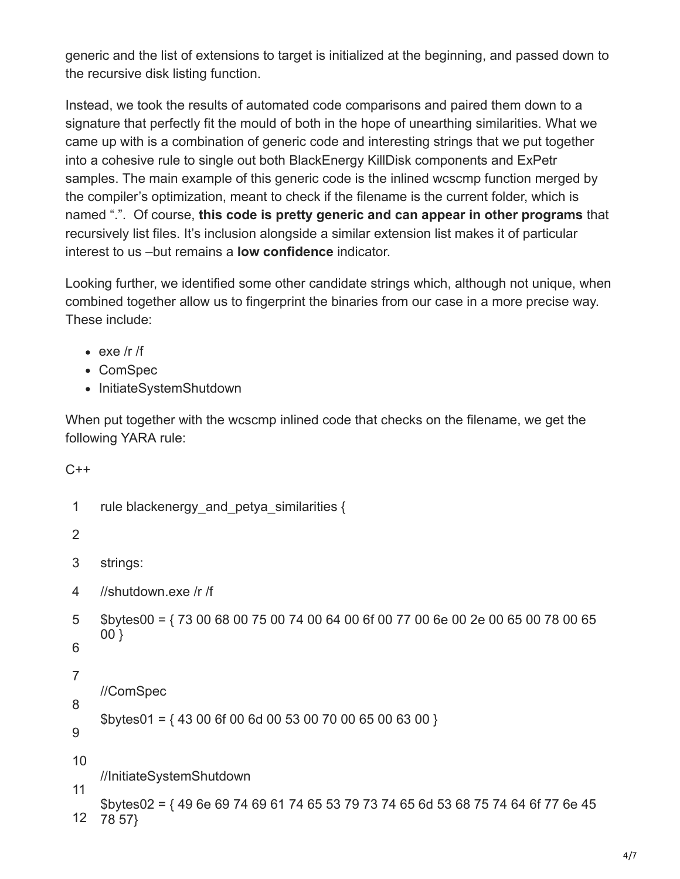generic and the list of extensions to target is initialized at the beginning, and passed down to the recursive disk listing function.

Instead, we took the results of automated code comparisons and paired them down to a signature that perfectly fit the mould of both in the hope of unearthing similarities. What we came up with is a combination of generic code and interesting strings that we put together into a cohesive rule to single out both BlackEnergy KillDisk components and ExPetr samples. The main example of this generic code is the inlined wcscmp function merged by the compiler's optimization, meant to check if the filename is the current folder, which is named ".". Of course, **this code is pretty generic and can appear in other programs** that recursively list files. It's inclusion alongside a similar extension list makes it of particular interest to us –but remains a **low confidence** indicator.

Looking further, we identified some other candidate strings which, although not unique, when combined together allow us to fingerprint the binaries from our case in a more precise way. These include:

- exe /r /f
- ComSpec
- InitiateSystemShutdown

When put together with the wcscmp inlined code that checks on the filename, we get the following YARA rule:

C++

```
1   rule blackenergy_and_petya_similarities {
2
3   strings:
4   //shutdown.exe /r /f
5   $bytes00 = { 73 00 68 00 75 00 74 00 64 00 6f 00 77 00 6e 00 2e 00 65 00 78 00 65
    00 }
6
7   //ComSpec
8   $bytes01 = { 43 00 6f 00 6d 00 53 00 70 00 65 00 63 00 }
9
10
11  //InitiateSystemShutdown
12  $bytes02 = { 49 6e 69 74 69 61 74 65 53 79 73 74 65 6d 53 68 75 74 64 6f 77 6e 45
    78 57}
```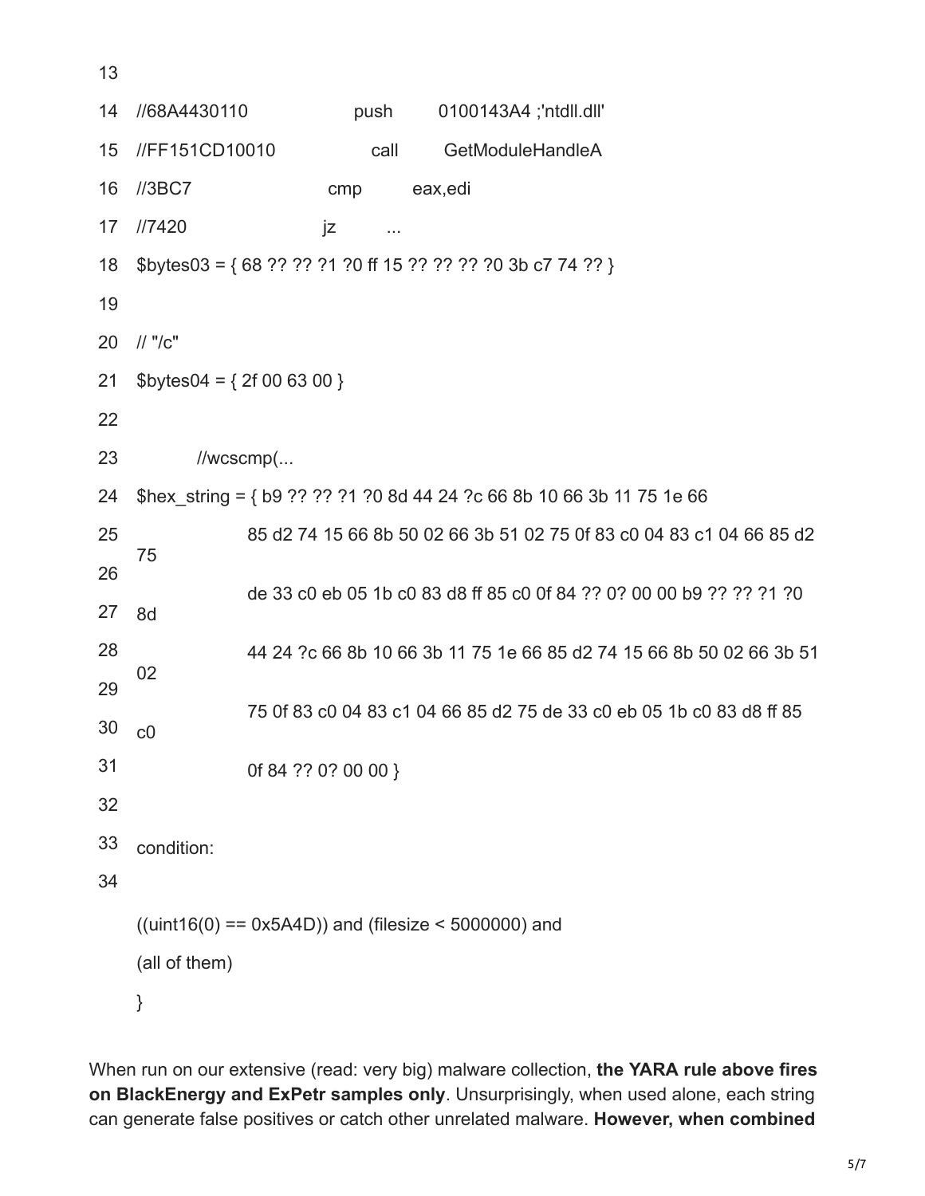```
13
14  //68A4430110            push     0100143A4 ;'ntdll.dll'
15  //FF151CD10010           call     GetModuleHandleA
16  //3BC7                  cmp      eax,edi
17  //7420                  jz       ...
18  $bytes03 = { 68 ?? ?? ?1 ?0 ff 15 ?? ?? ?? ?0 3b c7 74 ?? }
19
20  // "/c"
21  $bytes04 = { 2f 00 63 00 }
22
23          //wcscmp(...
24  $hex_string = { b9 ?? ?? ?1 ?0 8d 44 24 ?c 66 8b 10 66 3b 11 75 1e 66
25                  85 d2 74 15 66 8b 50 02 66 3b 51 02 75 0f 83 c0 04 83 c1 04 66 85 d2
    75
26
                    de 33 c0 eb 05 1b c0 83 d8 ff 85 c0 0f 84 ?? 0? 00 00 b9 ?? ?? ?1 ?0
27  8d
28                  44 24 ?c 66 8b 10 66 3b 11 75 1e 66 85 d2 74 15 66 8b 50 02 66 3b 51
    02
29
                    75 0f 83 c0 04 83 c1 04 66 85 d2 75 de 33 c0 eb 05 1b c0 83 d8 ff 85
30  c0
31                  0f 84 ?? 0? 00 00 }
32
33  condition:
34
    ((uint16(0) == 0x5A4D)) and (filesize < 5000000) and
    (all of them)
    }
```

When run on our extensive (read: very big) malware collection, **the YARA rule above fires on BlackEnergy and ExPetr samples only**. Unsurprisingly, when used alone, each string can generate false positives or catch other unrelated malware. **However, when combined**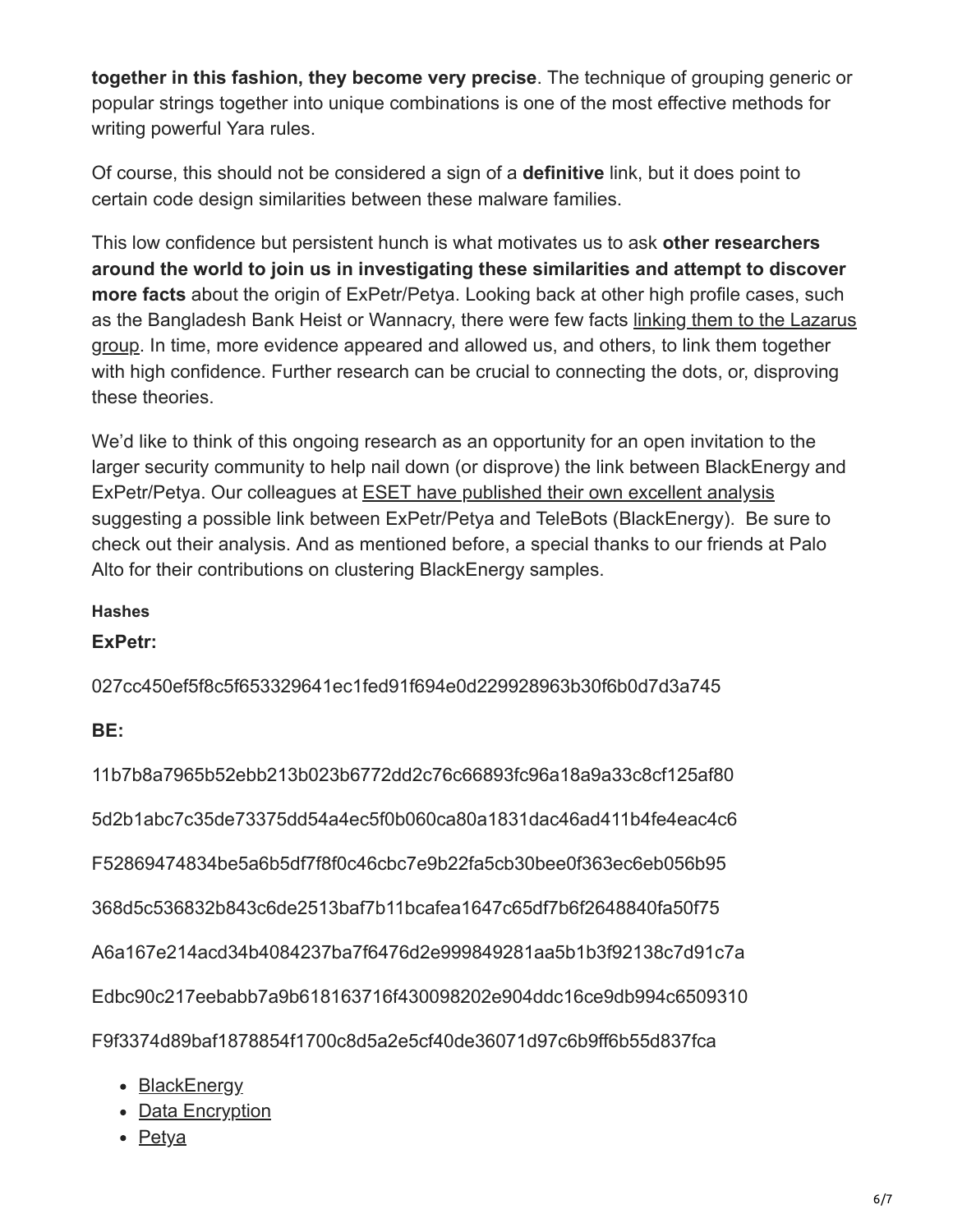**together in this fashion, they become very precise**. The technique of grouping generic or popular strings together into unique combinations is one of the most effective methods for writing powerful Yara rules.

Of course, this should not be considered a sign of a **definitive** link, but it does point to certain code design similarities between these malware families.

This low confidence but persistent hunch is what motivates us to ask **other researchers around the world to join us in investigating these similarities and attempt to discover more facts** about the origin of ExPetr/Petya. Looking back at other high profile cases, such as the Bangladesh Bank Heist or Wannacry, there were few facts linking them to the Lazarus group. In time, more evidence appeared and allowed us, and others, to link them together with high confidence. Further research can be crucial to connecting the dots, or, disproving these theories.

We'd like to think of this ongoing research as an opportunity for an open invitation to the larger security community to help nail down (or disprove) the link between BlackEnergy and ExPetr/Petya. Our colleagues at ESET have published their own excellent analysis suggesting a possible link between ExPetr/Petya and TeleBots (BlackEnergy). Be sure to check out their analysis. And as mentioned before, a special thanks to our friends at Palo Alto for their contributions on clustering BlackEnergy samples.

#### Hashes

**ExPetr:**

027cc450ef5f8c5f653329641ec1fed91f694e0d229928963b30f6b0d7d3a745

**BE:**

11b7b8a7965b52ebb213b023b6772dd2c76c66893fc96a18a9a33c8cf125af80

5d2b1abc7c35de73375dd54a4ec5f0b060ca80a1831dac46ad411b4fe4eac4c6

F52869474834be5a6b5df7f8f0c46cbc7e9b22fa5cb30bee0f363ec6eb056b95

368d5c536832b843c6de2513baf7b11bcafea1647c65df7b6f2648840fa50f75

A6a167e214acd34b4084237ba7f6476d2e999849281aa5b1b3f92138c7d91c7a

Edbc90c217eebabb7a9b618163716f430098202e904ddc16ce9db994c6509310

F9f3374d89baf1878854f1700c8d5a2e5cf40de36071d97c6b9ff6b55d837fca

- BlackEnergy
- Data Encryption
- Petya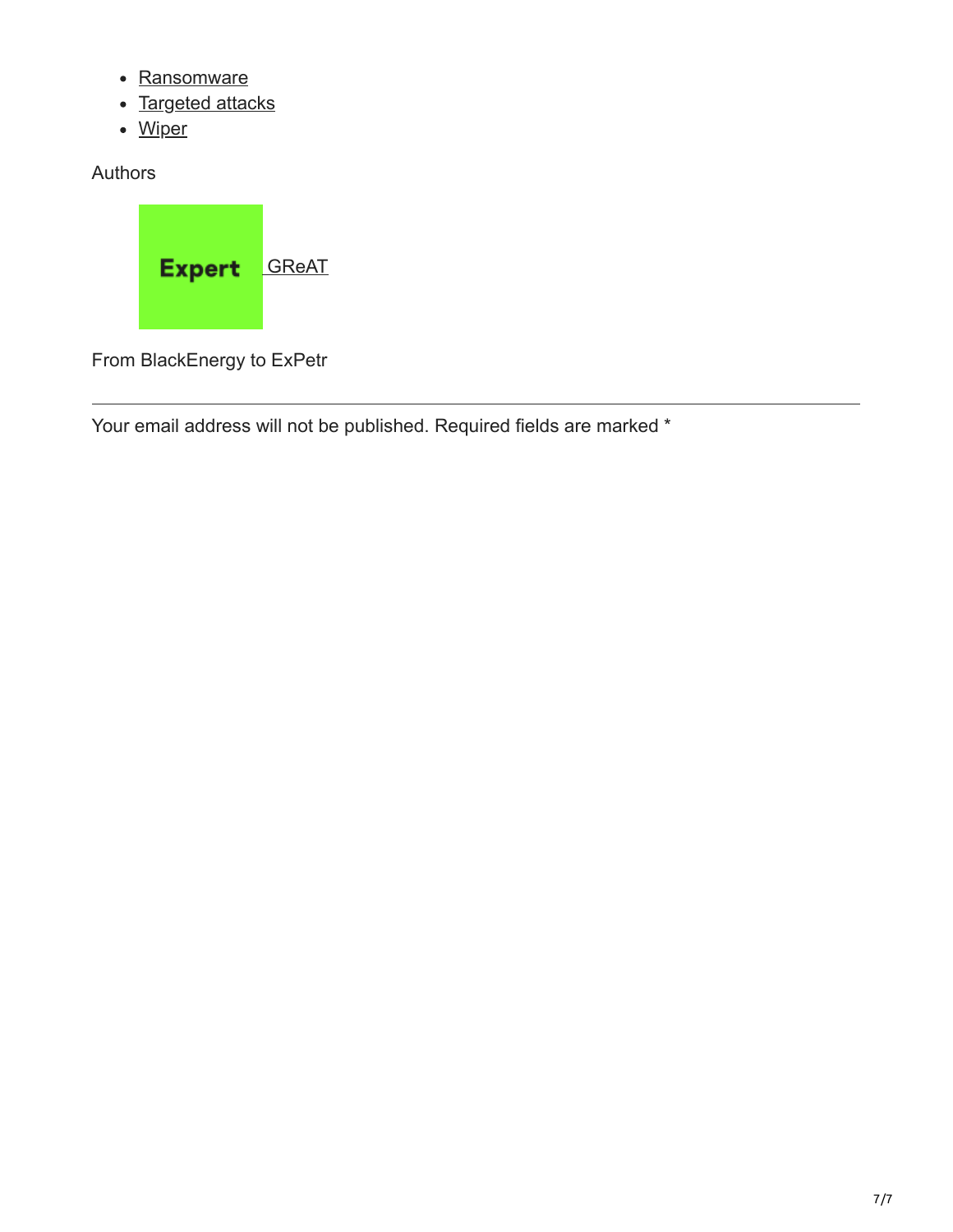- Ransomware
- Targeted attacks
- Wiper

Authors

Expert GReAT

From BlackEnergy to ExPetr

---

Your email address will not be published. Required fields are marked *